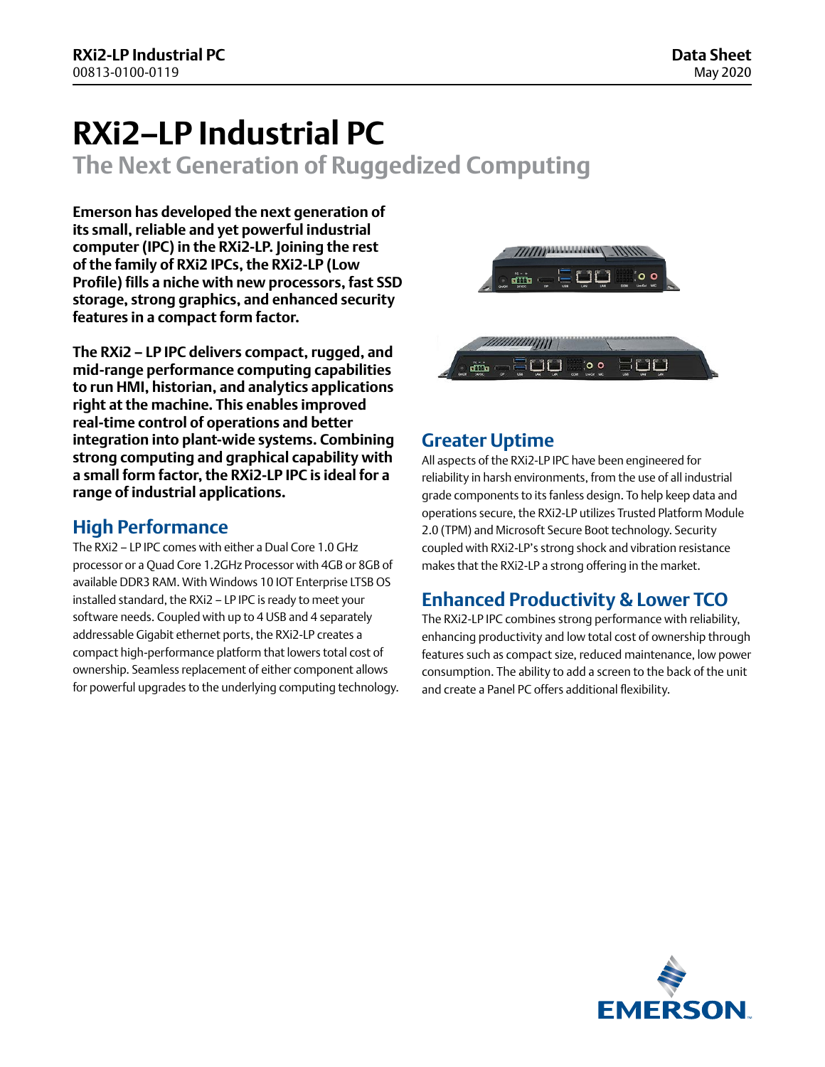# RXi2–LP Industrial PC

## The Next Generation of Ruggedized Computing

**Emerson has developed the next generation of its small, reliable and yet powerful industrial computer (IPC) in the RXi2-LP. Joining the rest of the family of RXi2 IPCs, the RXi2-LP (Low Profile) fills a niche with new processors, fast SSD storage, strong graphics, and enhanced security features in a compact form factor.**

**The RXi2 – LP IPC delivers compact, rugged, and mid-range performance computing capabilities to run HMI, historian, and analytics applications right at the machine. This enables improved real-time control of operations and better integration into plant-wide systems. Combining strong computing and graphical capability with a small form factor, the RXi2-LP IPC is ideal for a range of industrial applications.**

## High Performance

The RXi2 – LP IPC comes with either a Dual Core 1.0 GHz processor or a Quad Core 1.2GHz Processor with 4GB or 8GB of available DDR3 RAM. With Windows 10 IOT Enterprise LTSB OS installed standard, the RXi2 – LP IPC is ready to meet your software needs. Coupled with up to 4 USB and 4 separately addressable Gigabit ethernet ports, the RXi2-LP creates a compact high-performance platform that lowers total cost of ownership. Seamless replacement of either component allows for powerful upgrades to the underlying computing technology.

## Greater Uptime

All aspects of the RXi2-LP IPC have been engineered for reliability in harsh environments, from the use of all industrial grade components to its fanless design. To help keep data and operations secure, the RXi2-LP utilizes Trusted Platform Module 2.0 (TPM) and Microsoft Secure Boot technology. Security coupled with RXi2-LP's strong shock and vibration resistance makes that the RXi2-LP a strong offering in the market.

## Enhanced Productivity & Lower TCO

The RXi2-LP IPC combines strong performance with reliability, enhancing productivity and low total cost of ownership through features such as compact size, reduced maintenance, low power consumption. The ability to add a screen to the back of the unit and create a Panel PC offers additional flexibility.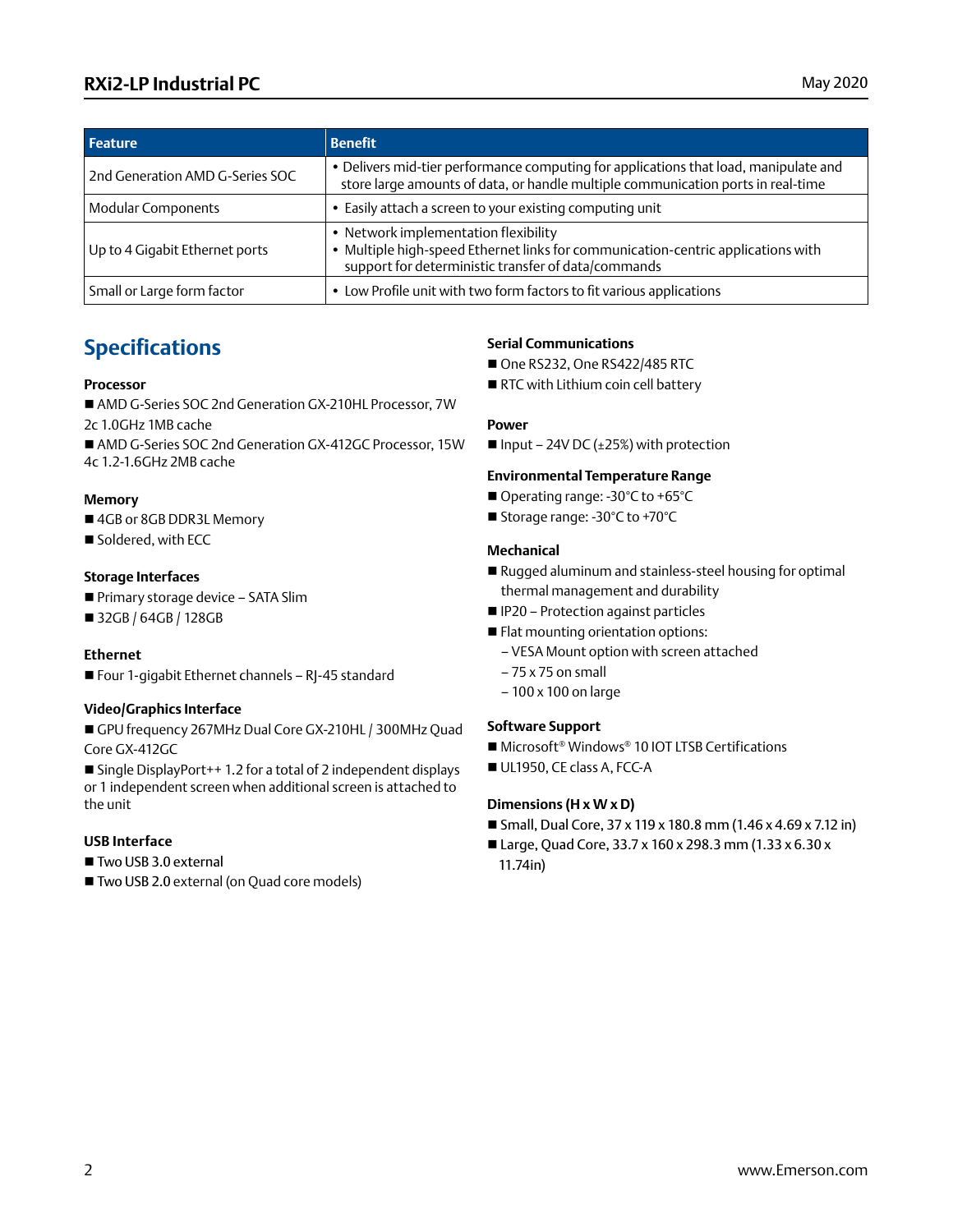| Feature | Benefit |
|---|---|
| 2nd Generation AMD G-Series SOC | • Delivers mid-tier performance computing for applications that load, manipulate and store large amounts of data, or handle multiple communication ports in real-time |
| Modular Components | • Easily attach a screen to your existing computing unit |
| Up to 4 Gigabit Ethernet ports | • Network implementation flexibility<br>• Multiple high-speed Ethernet links for communication-centric applications with support for deterministic transfer of data/commands |
| Small or Large form factor | • Low Profile unit with two form factors to fit various applications |

## Specifications

**Processor**

- AMD G-Series SOC 2nd Generation GX-210HL Processor, 7W 2c 1.0GHz 1MB cache
- AMD G-Series SOC 2nd Generation GX-412GC Processor, 15W 4c 1.2-1.6GHz 2MB cache

**Memory**

- 4GB or 8GB DDR3L Memory
- Soldered, with ECC

**Storage Interfaces**

- Primary storage device – SATA Slim
- 32GB / 64GB / 128GB

**Ethernet**

- Four 1-gigabit Ethernet channels – RJ-45 standard

**Video/Graphics Interface**

- GPU frequency 267MHz Dual Core GX-210HL / 300MHz Quad Core GX-412GC
- Single DisplayPort++ 1.2 for a total of 2 independent displays or 1 independent screen when additional screen is attached to the unit

**USB Interface**

- Two USB 3.0 external
- Two USB 2.0 external (on Quad core models)

**Serial Communications**

- One RS232, One RS422/485 RTC
- RTC with Lithium coin cell battery

**Power**

- Input – 24V DC (±25%) with protection

**Environmental Temperature Range**

- Operating range: -30°C to +65°C
- Storage range: -30°C to +70°C

**Mechanical**

- Rugged aluminum and stainless-steel housing for optimal thermal management and durability
- IP20 – Protection against particles
- Flat mounting orientation options:
  - VESA Mount option with screen attached
  - 75 x 75 on small
  - 100 x 100 on large

**Software Support**

- Microsoft® Windows® 10 IOT LTSB Certifications
- UL1950, CE class A, FCC-A

**Dimensions (H x W x D)**

- Small, Dual Core, 37 x 119 x 180.8 mm (1.46 x 4.69 x 7.12 in)
- Large, Quad Core, 33.7 x 160 x 298.3 mm (1.33 x 6.30 x 11.74in)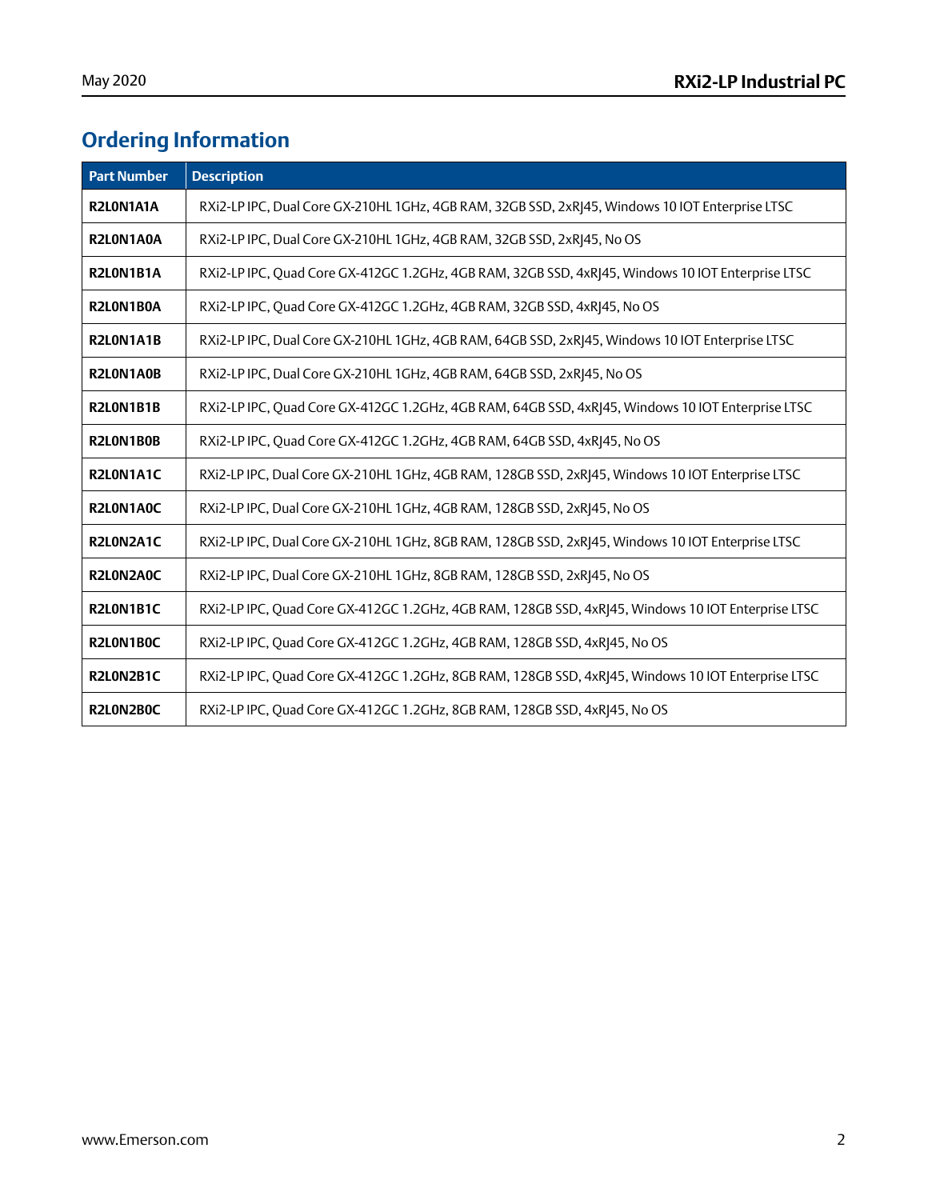## Ordering Information

| Part Number | Description |
|---|---|
| **R2L0N1A1A** | RXi2-LP IPC, Dual Core GX-210HL 1GHz, 4GB RAM, 32GB SSD, 2xRJ45, Windows 10 IOT Enterprise LTSC |
| **R2L0N1A0A** | RXi2-LP IPC, Dual Core GX-210HL 1GHz, 4GB RAM, 32GB SSD, 2xRJ45, No OS |
| **R2L0N1B1A** | RXi2-LP IPC, Quad Core GX-412GC 1.2GHz, 4GB RAM, 32GB SSD, 4xRJ45, Windows 10 IOT Enterprise LTSC |
| **R2L0N1B0A** | RXi2-LP IPC, Quad Core GX-412GC 1.2GHz, 4GB RAM, 32GB SSD, 4xRJ45, No OS |
| **R2L0N1A1B** | RXi2-LP IPC, Dual Core GX-210HL 1GHz, 4GB RAM, 64GB SSD, 2xRJ45, Windows 10 IOT Enterprise LTSC |
| **R2L0N1A0B** | RXi2-LP IPC, Dual Core GX-210HL 1GHz, 4GB RAM, 64GB SSD, 2xRJ45, No OS |
| **R2L0N1B1B** | RXi2-LP IPC, Quad Core GX-412GC 1.2GHz, 4GB RAM, 64GB SSD, 4xRJ45, Windows 10 IOT Enterprise LTSC |
| **R2L0N1B0B** | RXi2-LP IPC, Quad Core GX-412GC 1.2GHz, 4GB RAM, 64GB SSD, 4xRJ45, No OS |
| **R2L0N1A1C** | RXi2-LP IPC, Dual Core GX-210HL 1GHz, 4GB RAM, 128GB SSD, 2xRJ45, Windows 10 IOT Enterprise LTSC |
| **R2L0N1A0C** | RXi2-LP IPC, Dual Core GX-210HL 1GHz, 4GB RAM, 128GB SSD, 2xRJ45, No OS |
| **R2L0N2A1C** | RXi2-LP IPC, Dual Core GX-210HL 1GHz, 8GB RAM, 128GB SSD, 2xRJ45, Windows 10 IOT Enterprise LTSC |
| **R2L0N2A0C** | RXi2-LP IPC, Dual Core GX-210HL 1GHz, 8GB RAM, 128GB SSD, 2xRJ45, No OS |
| **R2L0N1B1C** | RXi2-LP IPC, Quad Core GX-412GC 1.2GHz, 4GB RAM, 128GB SSD, 4xRJ45, Windows 10 IOT Enterprise LTSC |
| **R2L0N1B0C** | RXi2-LP IPC, Quad Core GX-412GC 1.2GHz, 4GB RAM, 128GB SSD, 4xRJ45, No OS |
| **R2L0N2B1C** | RXi2-LP IPC, Quad Core GX-412GC 1.2GHz, 8GB RAM, 128GB SSD, 4xRJ45, Windows 10 IOT Enterprise LTSC |
| **R2L0N2B0C** | RXi2-LP IPC, Quad Core GX-412GC 1.2GHz, 8GB RAM, 128GB SSD, 4xRJ45, No OS |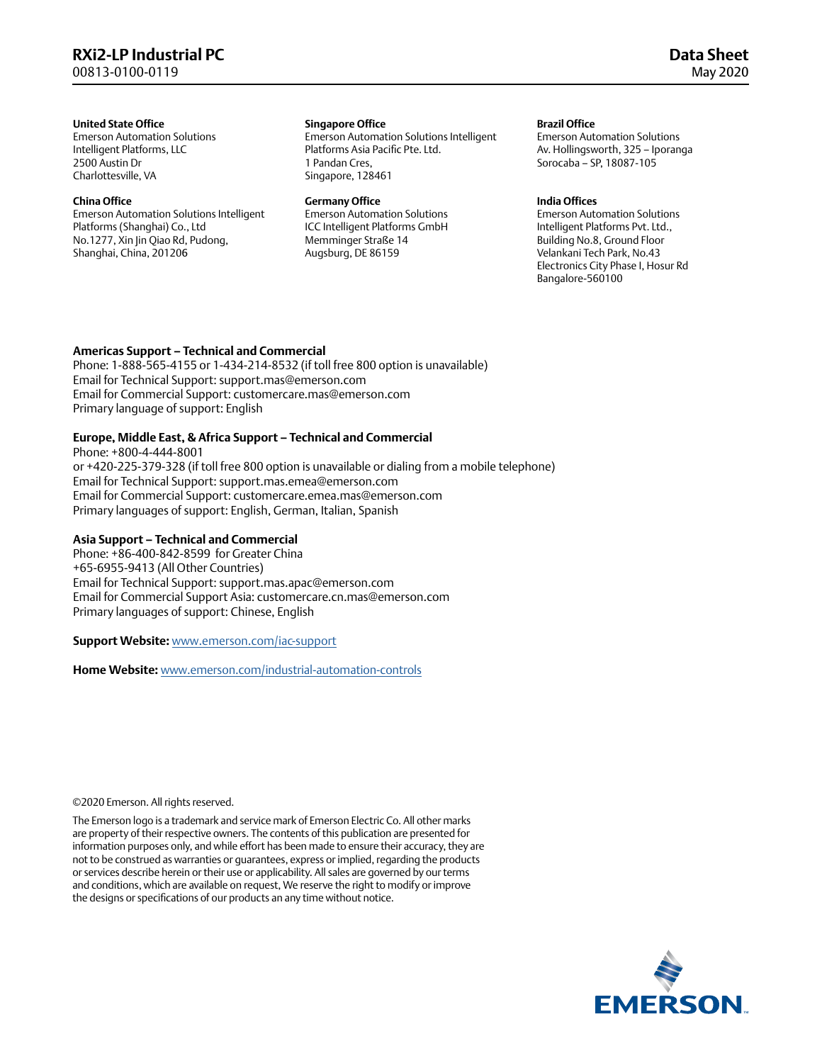**United State Office**
Emerson Automation Solutions
Intelligent Platforms, LLC
2500 Austin Dr
Charlottesville, VA

**China Office**
Emerson Automation Solutions Intelligent
Platforms (Shanghai) Co., Ltd
No.1277, Xin Jin Qiao Rd, Pudong,
Shanghai, China, 201206

**Singapore Office**
Emerson Automation Solutions Intelligent
Platforms Asia Pacific Pte. Ltd.
1 Pandan Cres,
Singapore, 128461

**Germany Office**
Emerson Automation Solutions
ICC Intelligent Platforms GmbH
Memminger Straße 14
Augsburg, DE 86159

**Brazil Office**
Emerson Automation Solutions
Av. Hollingsworth, 325 – Iporanga
Sorocaba – SP, 18087-105

**India Offices**
Emerson Automation Solutions
Intelligent Platforms Pvt. Ltd.,
Building No.8, Ground Floor
Velankani Tech Park, No.43
Electronics City Phase I, Hosur Rd
Bangalore-560100

**Americas Support – Technical and Commercial**
Phone: 1-888-565-4155 or 1-434-214-8532 (if toll free 800 option is unavailable)
Email for Technical Support: support.mas@emerson.com
Email for Commercial Support: customercare.mas@emerson.com
Primary language of support: English

**Europe, Middle East, & Africa Support – Technical and Commercial**
Phone: +800-4-444-8001
or +420-225-379-328 (if toll free 800 option is unavailable or dialing from a mobile telephone)
Email for Technical Support: support.mas.emea@emerson.com
Email for Commercial Support: customercare.emea.mas@emerson.com
Primary languages of support: English, German, Italian, Spanish

**Asia Support – Technical and Commercial**
Phone: +86-400-842-8599 for Greater China
+65-6955-9413 (All Other Countries)
Email for Technical Support: support.mas.apac@emerson.com
Email for Commercial Support Asia: customercare.cn.mas@emerson.com
Primary languages of support: Chinese, English

**Support Website:** www.emerson.com/iac-support

**Home Website:** www.emerson.com/industrial-automation-controls

©2020 Emerson. All rights reserved.

The Emerson logo is a trademark and service mark of Emerson Electric Co. All other marks are property of their respective owners. The contents of this publication are presented for information purposes only, and while effort has been made to ensure their accuracy, they are not to be construed as warranties or guarantees, express or implied, regarding the products or services describe herein or their use or applicability. All sales are governed by our terms and conditions, which are available on request, We reserve the right to modify or improve the designs or specifications of our products an any time without notice.

EMERSON.